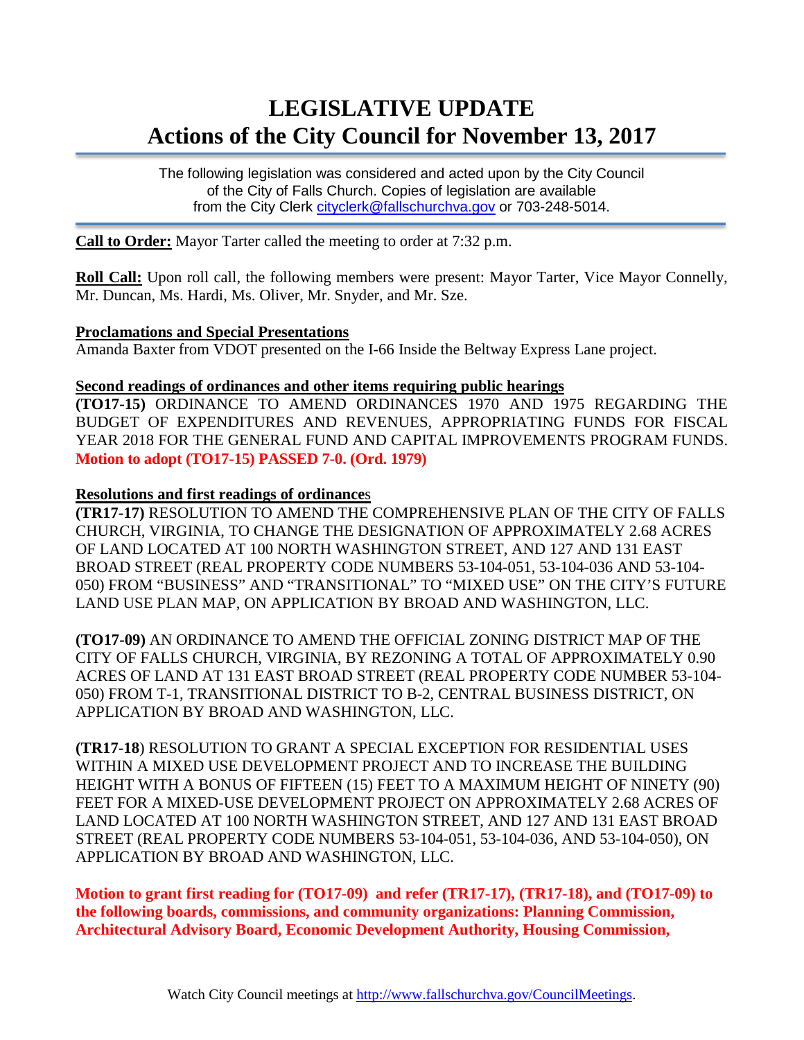# LEGISLATIVE UPDATE
# Actions of the City Council for November 13, 2017

The following legislation was considered and acted upon by the City Council of the City of Falls Church. Copies of legislation are available from the City Clerk cityclerk@fallschurchva.gov or 703-248-5014.

**Call to Order:** Mayor Tarter called the meeting to order at 7:32 p.m.

**Roll Call:** Upon roll call, the following members were present: Mayor Tarter, Vice Mayor Connelly, Mr. Duncan, Ms. Hardi, Ms. Oliver, Mr. Snyder, and Mr. Sze.

**Proclamations and Special Presentations**

Amanda Baxter from VDOT presented on the I-66 Inside the Beltway Express Lane project.

**Second readings of ordinances and other items requiring public hearings**

**(TO17-15)** ORDINANCE TO AMEND ORDINANCES 1970 AND 1975 REGARDING THE BUDGET OF EXPENDITURES AND REVENUES, APPROPRIATING FUNDS FOR FISCAL YEAR 2018 FOR THE GENERAL FUND AND CAPITAL IMPROVEMENTS PROGRAM FUNDS.
**Motion to adopt (TO17-15) PASSED 7-0. (Ord. 1979)**

**Resolutions and first readings of ordinances**

**(TR17-17)** RESOLUTION TO AMEND THE COMPREHENSIVE PLAN OF THE CITY OF FALLS CHURCH, VIRGINIA, TO CHANGE THE DESIGNATION OF APPROXIMATELY 2.68 ACRES OF LAND LOCATED AT 100 NORTH WASHINGTON STREET, AND 127 AND 131 EAST BROAD STREET (REAL PROPERTY CODE NUMBERS 53-104-051, 53-104-036 AND 53-104-050) FROM "BUSINESS" AND "TRANSITIONAL" TO "MIXED USE" ON THE CITY'S FUTURE LAND USE PLAN MAP, ON APPLICATION BY BROAD AND WASHINGTON, LLC.

**(TO17-09)** AN ORDINANCE TO AMEND THE OFFICIAL ZONING DISTRICT MAP OF THE CITY OF FALLS CHURCH, VIRGINIA, BY REZONING A TOTAL OF APPROXIMATELY 0.90 ACRES OF LAND AT 131 EAST BROAD STREET (REAL PROPERTY CODE NUMBER 53-104-050) FROM T-1, TRANSITIONAL DISTRICT TO B-2, CENTRAL BUSINESS DISTRICT, ON APPLICATION BY BROAD AND WASHINGTON, LLC.

**(TR17-18)** RESOLUTION TO GRANT A SPECIAL EXCEPTION FOR RESIDENTIAL USES WITHIN A MIXED USE DEVELOPMENT PROJECT AND TO INCREASE THE BUILDING HEIGHT WITH A BONUS OF FIFTEEN (15) FEET TO A MAXIMUM HEIGHT OF NINETY (90) FEET FOR A MIXED-USE DEVELOPMENT PROJECT ON APPROXIMATELY 2.68 ACRES OF LAND LOCATED AT 100 NORTH WASHINGTON STREET, AND 127 AND 131 EAST BROAD STREET (REAL PROPERTY CODE NUMBERS 53-104-051, 53-104-036, AND 53-104-050), ON APPLICATION BY BROAD AND WASHINGTON, LLC.

**Motion to grant first reading for (TO17-09) and refer (TR17-17), (TR17-18), and (TO17-09) to the following boards, commissions, and community organizations: Planning Commission, Architectural Advisory Board, Economic Development Authority, Housing Commission,**

Watch City Council meetings at http://www.fallschurchva.gov/CouncilMeetings.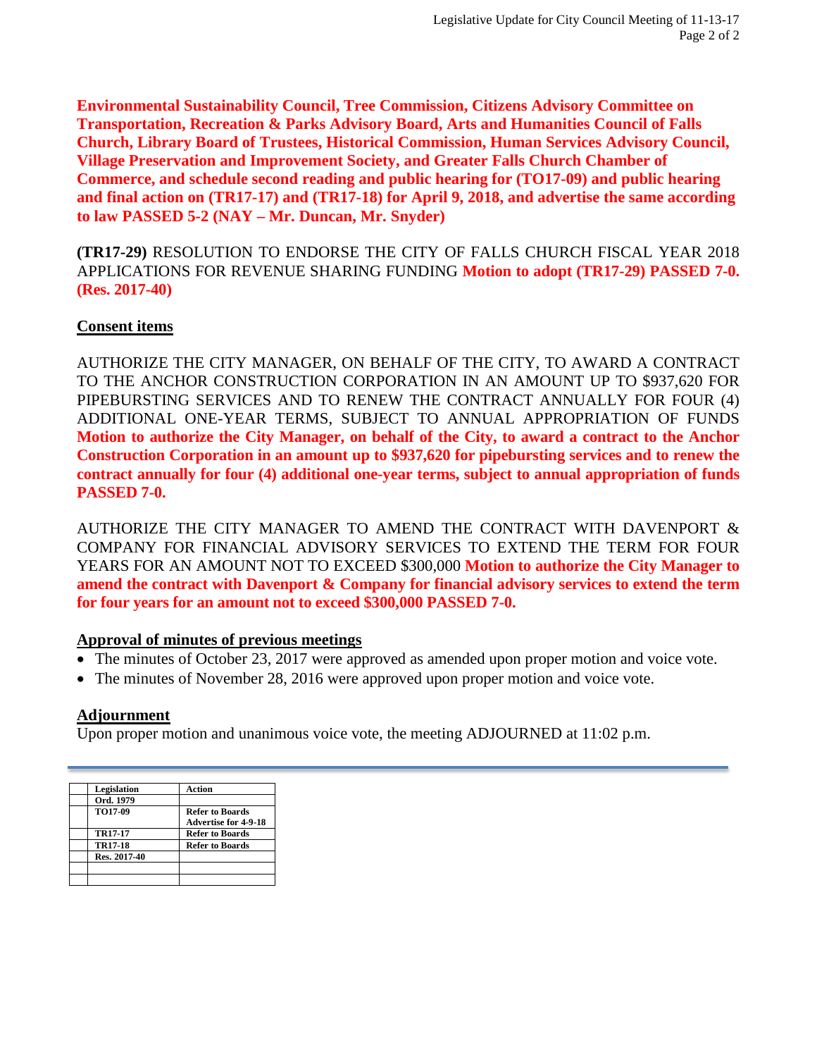**Environmental Sustainability Council, Tree Commission, Citizens Advisory Committee on Transportation, Recreation & Parks Advisory Board, Arts and Humanities Council of Falls Church, Library Board of Trustees, Historical Commission, Human Services Advisory Council, Village Preservation and Improvement Society, and Greater Falls Church Chamber of Commerce, and schedule second reading and public hearing for (TO17-09) and public hearing and final action on (TR17-17) and (TR17-18) for April 9, 2018, and advertise the same according to law PASSED 5-2 (NAY – Mr. Duncan, Mr. Snyder)**

**(TR17-29)** RESOLUTION TO ENDORSE THE CITY OF FALLS CHURCH FISCAL YEAR 2018 APPLICATIONS FOR REVENUE SHARING FUNDING **Motion to adopt (TR17-29) PASSED 7-0. (Res. 2017-40)**

## Consent items

AUTHORIZE THE CITY MANAGER, ON BEHALF OF THE CITY, TO AWARD A CONTRACT TO THE ANCHOR CONSTRUCTION CORPORATION IN AN AMOUNT UP TO $937,620 FOR PIPEBURSTING SERVICES AND TO RENEW THE CONTRACT ANNUALLY FOR FOUR (4) ADDITIONAL ONE-YEAR TERMS, SUBJECT TO ANNUAL APPROPRIATION OF FUNDS **Motion to authorize the City Manager, on behalf of the City, to award a contract to the Anchor Construction Corporation in an amount up to $937,620 for pipebursting services and to renew the contract annually for four (4) additional one-year terms, subject to annual appropriation of funds PASSED 7-0.**

AUTHORIZE THE CITY MANAGER TO AMEND THE CONTRACT WITH DAVENPORT & COMPANY FOR FINANCIAL ADVISORY SERVICES TO EXTEND THE TERM FOR FOUR YEARS FOR AN AMOUNT NOT TO EXCEED $300,000 **Motion to authorize the City Manager to amend the contract with Davenport & Company for financial advisory services to extend the term for four years for an amount not to exceed $300,000 PASSED 7-0.**

## Approval of minutes of previous meetings

- The minutes of October 23, 2017 were approved as amended upon proper motion and voice vote.
- The minutes of November 28, 2016 were approved upon proper motion and voice vote.

## Adjournment

Upon proper motion and unanimous voice vote, the meeting ADJOURNED at 11:02 p.m.

| | Legislation | Action |
|---|---|---|
| | Ord. 1979 | |
| | TO17-09 | Refer to Boards Advertise for 4-9-18 |
| | TR17-17 | Refer to Boards |
| | TR17-18 | Refer to Boards |
| | Res. 2017-40 | |
| | | |
| | | |